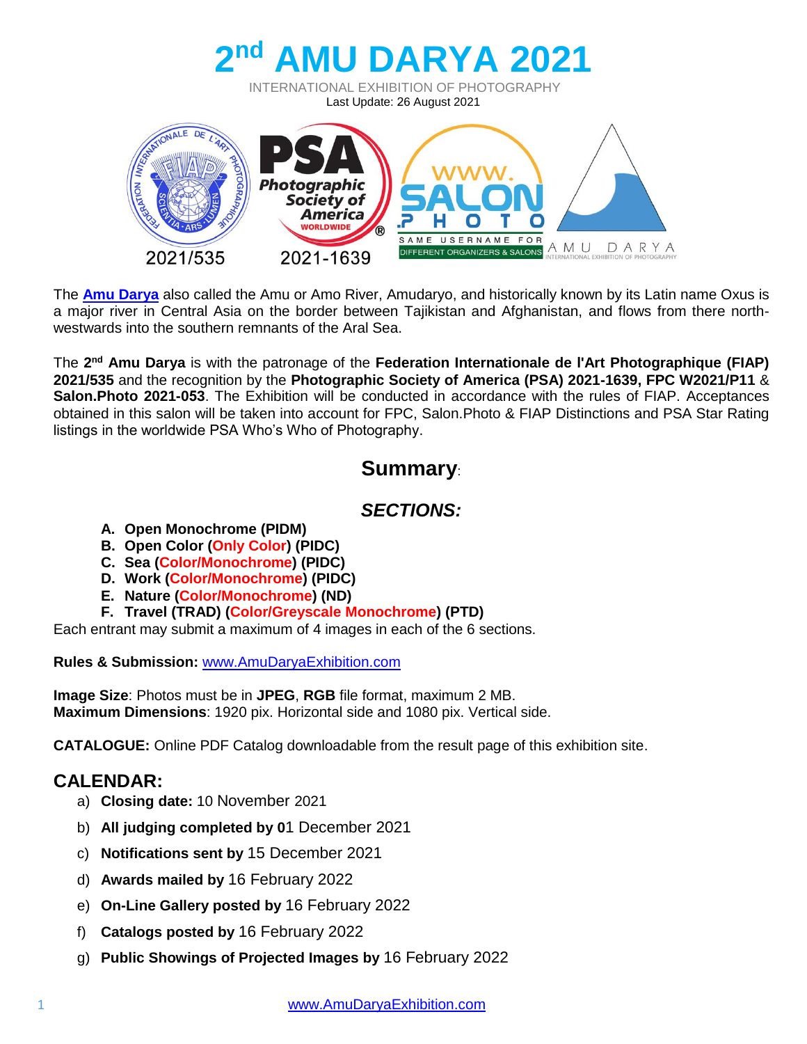# 2nd AMU DARYA 2021

INTERNATIONAL EXHIBITION OF PHOTOGRAPHY

Last Update: 26 August 2021

2021/535 2021-1639

The **Amu Darya** also called the Amu or Amo River, Amudaryo, and historically known by its Latin name Oxus is a major river in Central Asia on the border between Tajikistan and Afghanistan, and flows from there north-westwards into the southern remnants of the Aral Sea.

The **2nd Amu Darya** is with the patronage of the **Federation Internationale de l'Art Photographique (FIAP) 2021/535** and the recognition by the **Photographic Society of America (PSA) 2021-1639, FPC W2021/P11** & **Salon.Photo 2021-053**. The Exhibition will be conducted in accordance with the rules of FIAP. Acceptances obtained in this salon will be taken into account for FPC, Salon.Photo & FIAP Distinctions and PSA Star Rating listings in the worldwide PSA Who's Who of Photography.

## Summary:

### *SECTIONS:*

A. **Open Monochrome (PIDM)**
B. **Open Color (Only Color) (PIDC)**
C. **Sea (Color/Monochrome) (PIDC)**
D. **Work (Color/Monochrome) (PIDC)**
E. **Nature (Color/Monochrome) (ND)**
F. **Travel (TRAD) (Color/Greyscale Monochrome) (PTD)**

Each entrant may submit a maximum of 4 images in each of the 6 sections.

**Rules & Submission:** www.AmuDaryaExhibition.com

**Image Size**: Photos must be in **JPEG**, **RGB** file format, maximum 2 MB.
**Maximum Dimensions**: 1920 pix. Horizontal side and 1080 pix. Vertical side.

**CATALOGUE:** Online PDF Catalog downloadable from the result page of this exhibition site.

## CALENDAR:

a) **Closing date:** 10 November 2021
b) **All judging completed by 0**1 December 2021
c) **Notifications sent by** 15 December 2021
d) **Awards mailed by** 16 February 2022
e) **On-Line Gallery posted by** 16 February 2022
f) **Catalogs posted by** 16 February 2022
g) **Public Showings of Projected Images by** 16 February 2022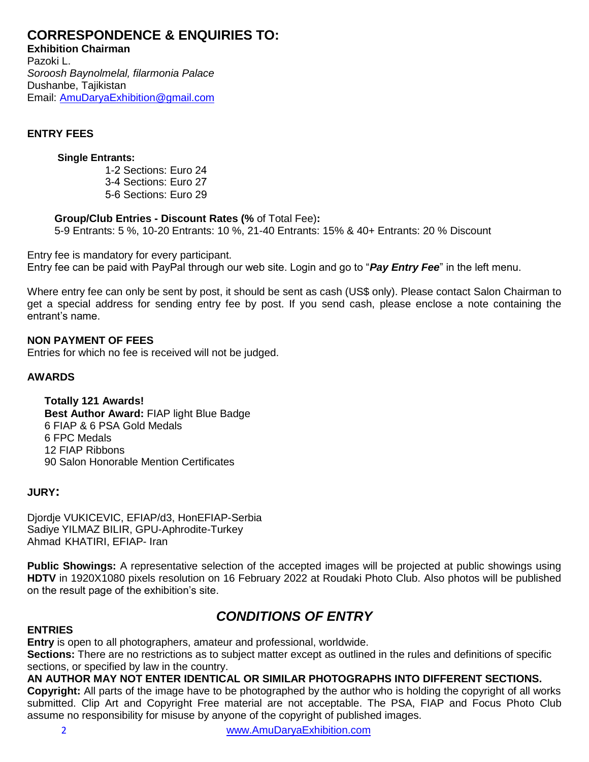## CORRESPONDENCE & ENQUIRIES TO:

**Exhibition Chairman**
Pazoki L.
*Soroosh Baynolmelal, filarmonia Palace*
Dushanbe, Tajikistan
Email: AmuDaryaExhibition@gmail.com

### ENTRY FEES

**Single Entrants:**

1-2 Sections: Euro 24
3-4 Sections: Euro 27
5-6 Sections: Euro 29

**Group/Club Entries - Discount Rates (%** of Total Fee)**:**
5-9 Entrants: 5 %, 10-20 Entrants: 10 %, 21-40 Entrants: 15% & 40+ Entrants: 20 % Discount

Entry fee is mandatory for every participant.
Entry fee can be paid with PayPal through our web site. Login and go to "***Pay Entry Fee***" in the left menu.

Where entry fee can only be sent by post, it should be sent as cash (US$ only). Please contact Salon Chairman to get a special address for sending entry fee by post. If you send cash, please enclose a note containing the entrant's name.

### NON PAYMENT OF FEES

Entries for which no fee is received will not be judged.

### AWARDS

**Totally 121 Awards!**
**Best Author Award:** FIAP light Blue Badge
6 FIAP & 6 PSA Gold Medals
6 FPC Medals
12 FIAP Ribbons
90 Salon Honorable Mention Certificates

### JURY:

Djordje VUKICEVIC, EFIAP/d3, HonEFIAP-Serbia
Sadiye YILMAZ BILIR, GPU-Aphrodite-Turkey
Ahmad KHATIRI, EFIAP- Iran

**Public Showings:** A representative selection of the accepted images will be projected at public showings using **HDTV** in 1920X1080 pixels resolution on 16 February 2022 at Roudaki Photo Club. Also photos will be published on the result page of the exhibition's site.

## *CONDITIONS OF ENTRY*

### ENTRIES

**Entry** is open to all photographers, amateur and professional, worldwide.
**Sections:** There are no restrictions as to subject matter except as outlined in the rules and definitions of specific sections, or specified by law in the country.
**AN AUTHOR MAY NOT ENTER IDENTICAL OR SIMILAR PHOTOGRAPHS INTO DIFFERENT SECTIONS.**
**Copyright:** All parts of the image have to be photographed by the author who is holding the copyright of all works submitted. Clip Art and Copyright Free material are not acceptable. The PSA, FIAP and Focus Photo Club assume no responsibility for misuse by anyone of the copyright of published images.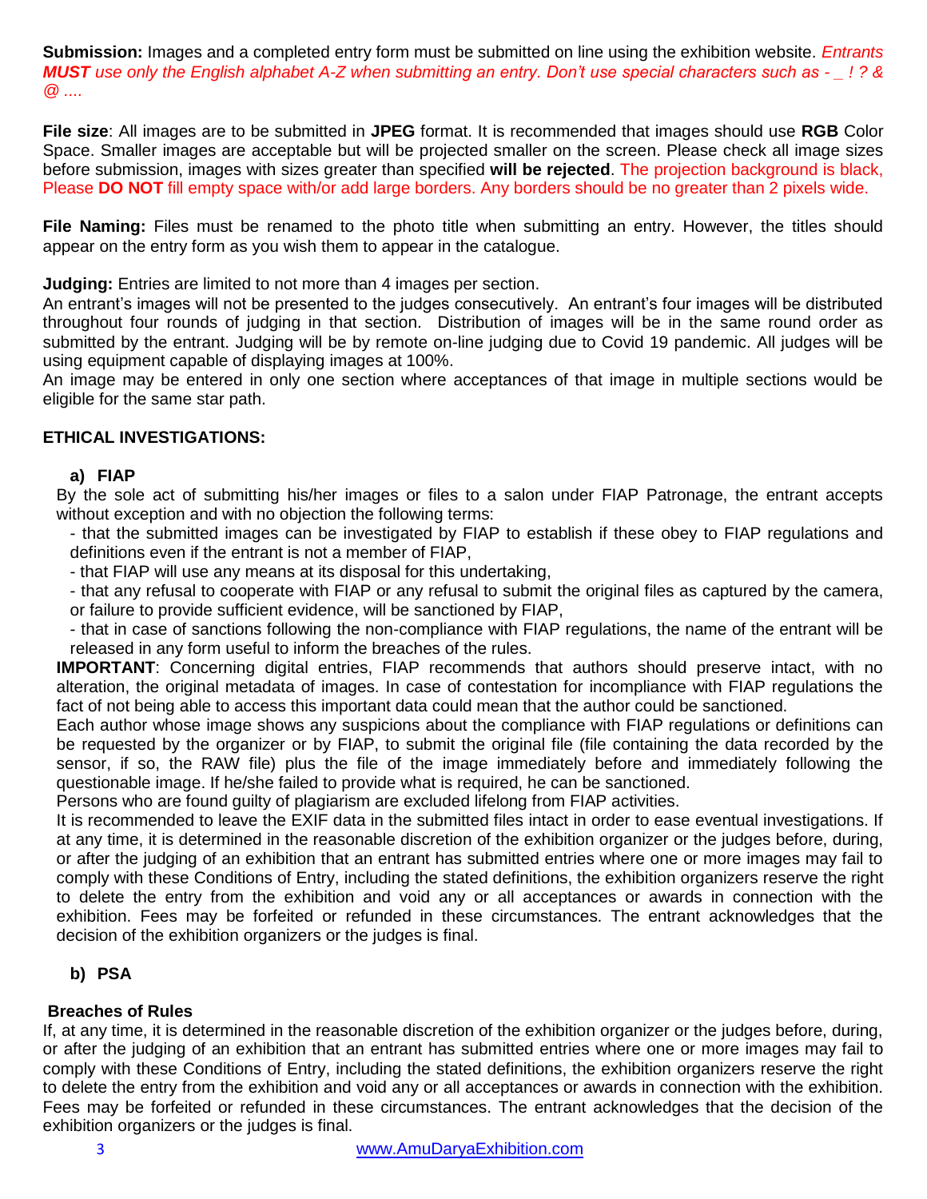**Submission:** Images and a completed entry form must be submitted on line using the exhibition website. *Entrants **MUST** use only the English alphabet A-Z when submitting an entry. Don't use special characters such as - _ ! ? & @ ....*

**File size**: All images are to be submitted in **JPEG** format. It is recommended that images should use **RGB** Color Space. Smaller images are acceptable but will be projected smaller on the screen. Please check all image sizes before submission, images with sizes greater than specified **will be rejected**. The projection background is black, Please **DO NOT** fill empty space with/or add large borders. Any borders should be no greater than 2 pixels wide.

**File Naming:** Files must be renamed to the photo title when submitting an entry. However, the titles should appear on the entry form as you wish them to appear in the catalogue.

**Judging:** Entries are limited to not more than 4 images per section.
An entrant's images will not be presented to the judges consecutively. An entrant's four images will be distributed throughout four rounds of judging in that section. Distribution of images will be in the same round order as submitted by the entrant. Judging will be by remote on-line judging due to Covid 19 pandemic. All judges will be using equipment capable of displaying images at 100%.
An image may be entered in only one section where acceptances of that image in multiple sections would be eligible for the same star path.

**ETHICAL INVESTIGATIONS:**

**a) FIAP**

By the sole act of submitting his/her images or files to a salon under FIAP Patronage, the entrant accepts without exception and with no objection the following terms:

- that the submitted images can be investigated by FIAP to establish if these obey to FIAP regulations and definitions even if the entrant is not a member of FIAP,
- that FIAP will use any means at its disposal for this undertaking,
- that any refusal to cooperate with FIAP or any refusal to submit the original files as captured by the camera, or failure to provide sufficient evidence, will be sanctioned by FIAP,
- that in case of sanctions following the non-compliance with FIAP regulations, the name of the entrant will be released in any form useful to inform the breaches of the rules.

**IMPORTANT**: Concerning digital entries, FIAP recommends that authors should preserve intact, with no alteration, the original metadata of images. In case of contestation for incompliance with FIAP regulations the fact of not being able to access this important data could mean that the author could be sanctioned.
Each author whose image shows any suspicions about the compliance with FIAP regulations or definitions can be requested by the organizer or by FIAP, to submit the original file (file containing the data recorded by the sensor, if so, the RAW file) plus the file of the image immediately before and immediately following the questionable image. If he/she failed to provide what is required, he can be sanctioned.
Persons who are found guilty of plagiarism are excluded lifelong from FIAP activities.
It is recommended to leave the EXIF data in the submitted files intact in order to ease eventual investigations. If at any time, it is determined in the reasonable discretion of the exhibition organizer or the judges before, during, or after the judging of an exhibition that an entrant has submitted entries where one or more images may fail to comply with these Conditions of Entry, including the stated definitions, the exhibition organizers reserve the right to delete the entry from the exhibition and void any or all acceptances or awards in connection with the exhibition. Fees may be forfeited or refunded in these circumstances. The entrant acknowledges that the decision of the exhibition organizers or the judges is final.

**b) PSA**

**Breaches of Rules**

If, at any time, it is determined in the reasonable discretion of the exhibition organizer or the judges before, during, or after the judging of an exhibition that an entrant has submitted entries where one or more images may fail to comply with these Conditions of Entry, including the stated definitions, the exhibition organizers reserve the right to delete the entry from the exhibition and void any or all acceptances or awards in connection with the exhibition. Fees may be forfeited or refunded in these circumstances. The entrant acknowledges that the decision of the exhibition organizers or the judges is final.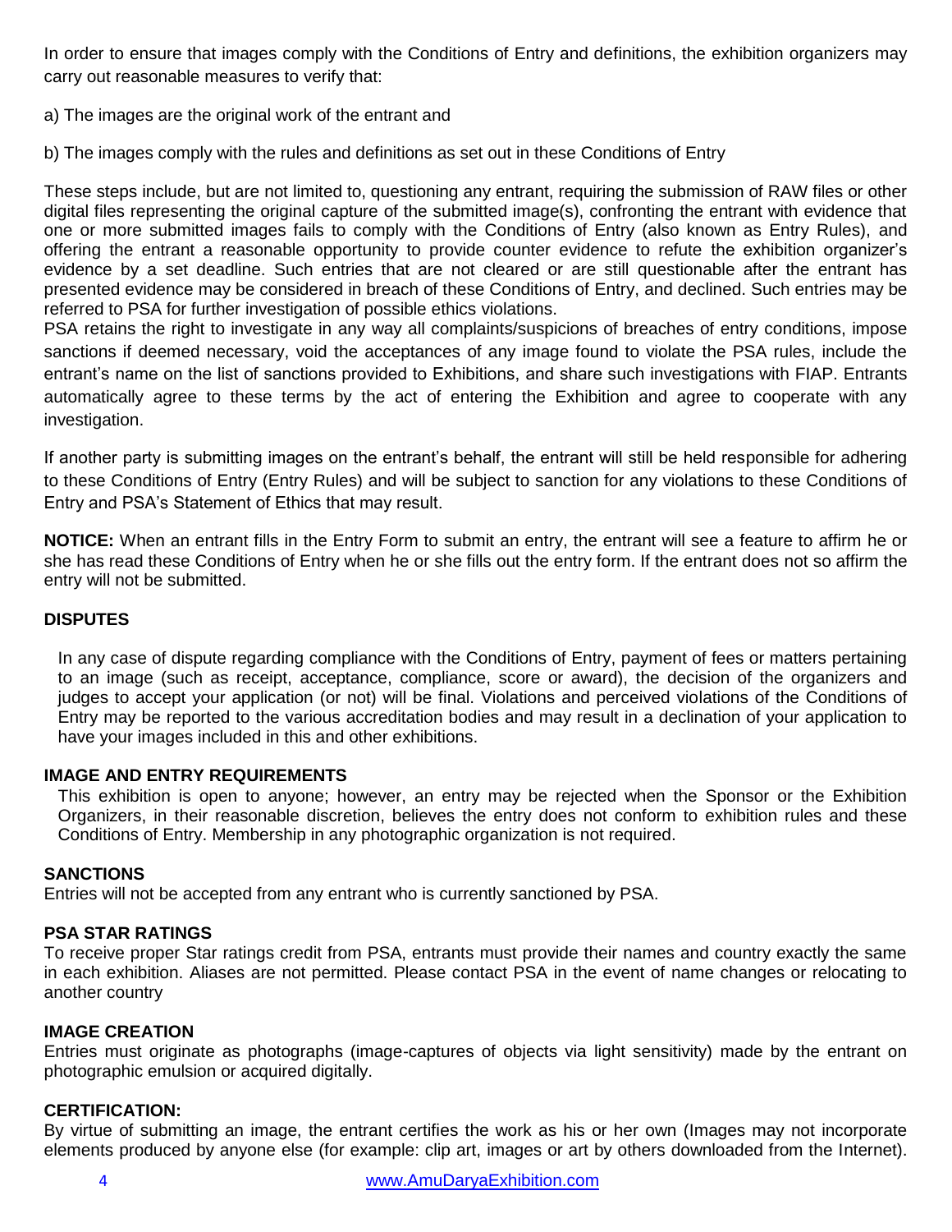In order to ensure that images comply with the Conditions of Entry and definitions, the exhibition organizers may carry out reasonable measures to verify that:

a) The images are the original work of the entrant and

b) The images comply with the rules and definitions as set out in these Conditions of Entry

These steps include, but are not limited to, questioning any entrant, requiring the submission of RAW files or other digital files representing the original capture of the submitted image(s), confronting the entrant with evidence that one or more submitted images fails to comply with the Conditions of Entry (also known as Entry Rules), and offering the entrant a reasonable opportunity to provide counter evidence to refute the exhibition organizer's evidence by a set deadline. Such entries that are not cleared or are still questionable after the entrant has presented evidence may be considered in breach of these Conditions of Entry, and declined. Such entries may be referred to PSA for further investigation of possible ethics violations.
PSA retains the right to investigate in any way all complaints/suspicions of breaches of entry conditions, impose sanctions if deemed necessary, void the acceptances of any image found to violate the PSA rules, include the entrant's name on the list of sanctions provided to Exhibitions, and share such investigations with FIAP. Entrants automatically agree to these terms by the act of entering the Exhibition and agree to cooperate with any investigation.

If another party is submitting images on the entrant's behalf, the entrant will still be held responsible for adhering to these Conditions of Entry (Entry Rules) and will be subject to sanction for any violations to these Conditions of Entry and PSA's Statement of Ethics that may result.

**NOTICE:** When an entrant fills in the Entry Form to submit an entry, the entrant will see a feature to affirm he or she has read these Conditions of Entry when he or she fills out the entry form. If the entrant does not so affirm the entry will not be submitted.

### DISPUTES

In any case of dispute regarding compliance with the Conditions of Entry, payment of fees or matters pertaining to an image (such as receipt, acceptance, compliance, score or award), the decision of the organizers and judges to accept your application (or not) will be final. Violations and perceived violations of the Conditions of Entry may be reported to the various accreditation bodies and may result in a declination of your application to have your images included in this and other exhibitions.

### IMAGE AND ENTRY REQUIREMENTS

This exhibition is open to anyone; however, an entry may be rejected when the Sponsor or the Exhibition Organizers, in their reasonable discretion, believes the entry does not conform to exhibition rules and these Conditions of Entry. Membership in any photographic organization is not required.

### SANCTIONS

Entries will not be accepted from any entrant who is currently sanctioned by PSA.

### PSA STAR RATINGS

To receive proper Star ratings credit from PSA, entrants must provide their names and country exactly the same in each exhibition. Aliases are not permitted. Please contact PSA in the event of name changes or relocating to another country

### IMAGE CREATION

Entries must originate as photographs (image-captures of objects via light sensitivity) made by the entrant on photographic emulsion or acquired digitally.

### CERTIFICATION:

By virtue of submitting an image, the entrant certifies the work as his or her own (Images may not incorporate elements produced by anyone else (for example: clip art, images or art by others downloaded from the Internet).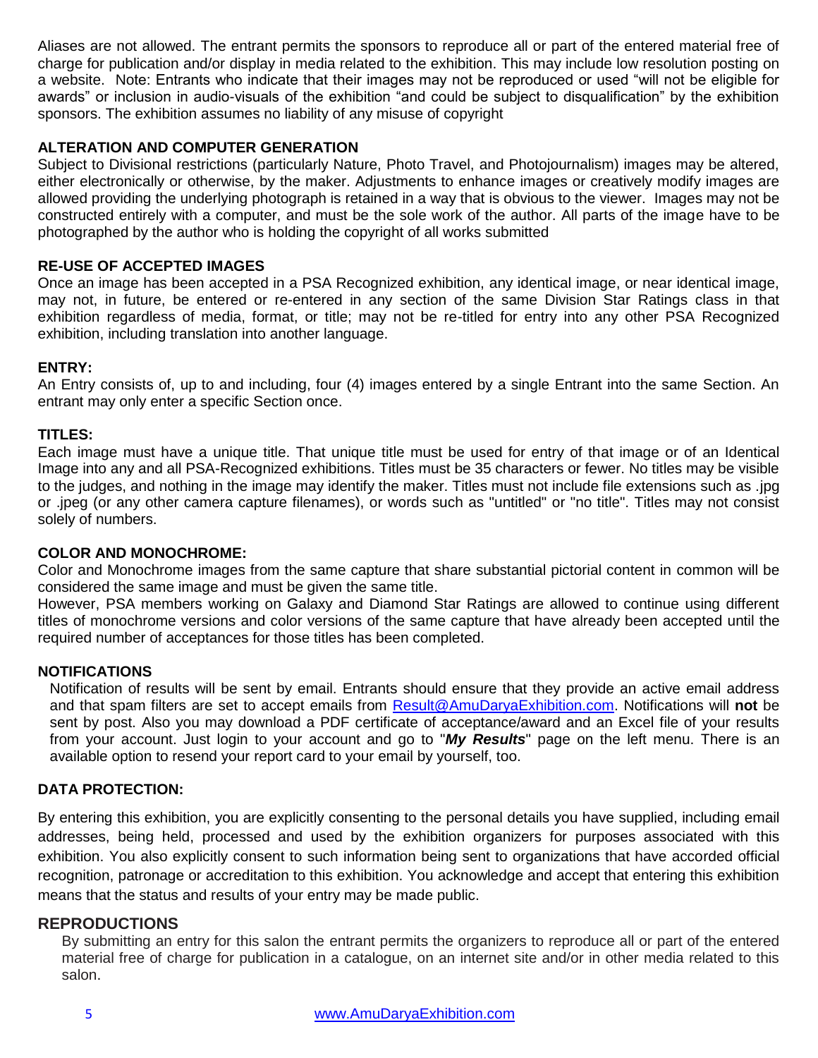Aliases are not allowed. The entrant permits the sponsors to reproduce all or part of the entered material free of charge for publication and/or display in media related to the exhibition. This may include low resolution posting on a website. Note: Entrants who indicate that their images may not be reproduced or used "will not be eligible for awards" or inclusion in audio-visuals of the exhibition "and could be subject to disqualification" by the exhibition sponsors. The exhibition assumes no liability of any misuse of copyright

**ALTERATION AND COMPUTER GENERATION**

Subject to Divisional restrictions (particularly Nature, Photo Travel, and Photojournalism) images may be altered, either electronically or otherwise, by the maker. Adjustments to enhance images or creatively modify images are allowed providing the underlying photograph is retained in a way that is obvious to the viewer. Images may not be constructed entirely with a computer, and must be the sole work of the author. All parts of the image have to be photographed by the author who is holding the copyright of all works submitted

**RE-USE OF ACCEPTED IMAGES**

Once an image has been accepted in a PSA Recognized exhibition, any identical image, or near identical image, may not, in future, be entered or re-entered in any section of the same Division Star Ratings class in that exhibition regardless of media, format, or title; may not be re-titled for entry into any other PSA Recognized exhibition, including translation into another language.

**ENTRY:**

An Entry consists of, up to and including, four (4) images entered by a single Entrant into the same Section. An entrant may only enter a specific Section once.

**TITLES:**

Each image must have a unique title. That unique title must be used for entry of that image or of an Identical Image into any and all PSA-Recognized exhibitions. Titles must be 35 characters or fewer. No titles may be visible to the judges, and nothing in the image may identify the maker. Titles must not include file extensions such as .jpg or .jpeg (or any other camera capture filenames), or words such as "untitled" or "no title". Titles may not consist solely of numbers.

**COLOR AND MONOCHROME:**

Color and Monochrome images from the same capture that share substantial pictorial content in common will be considered the same image and must be given the same title.

However, PSA members working on Galaxy and Diamond Star Ratings are allowed to continue using different titles of monochrome versions and color versions of the same capture that have already been accepted until the required number of acceptances for those titles has been completed.

**NOTIFICATIONS**

Notification of results will be sent by email. Entrants should ensure that they provide an active email address and that spam filters are set to accept emails from Result@AmuDaryaExhibition.com. Notifications will **not** be sent by post. Also you may download a PDF certificate of acceptance/award and an Excel file of your results from your account. Just login to your account and go to "***My Results***" page on the left menu. There is an available option to resend your report card to your email by yourself, too.

**DATA PROTECTION:**

By entering this exhibition, you are explicitly consenting to the personal details you have supplied, including email addresses, being held, processed and used by the exhibition organizers for purposes associated with this exhibition. You also explicitly consent to such information being sent to organizations that have accorded official recognition, patronage or accreditation to this exhibition. You acknowledge and accept that entering this exhibition means that the status and results of your entry may be made public.

**REPRODUCTIONS**

By submitting an entry for this salon the entrant permits the organizers to reproduce all or part of the entered material free of charge for publication in a catalogue, on an internet site and/or in other media related to this salon.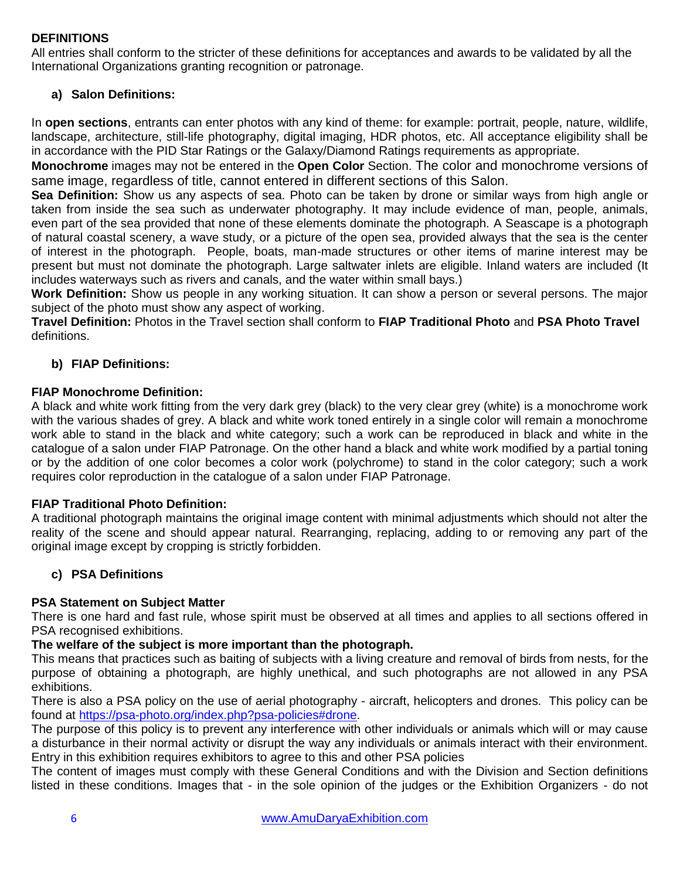## DEFINITIONS

All entries shall conform to the stricter of these definitions for acceptances and awards to be validated by all the International Organizations granting recognition or patronage.

### a) Salon Definitions:

In **open sections**, entrants can enter photos with any kind of theme: for example: portrait, people, nature, wildlife, landscape, architecture, still-life photography, digital imaging, HDR photos, etc. All acceptance eligibility shall be in accordance with the PID Star Ratings or the Galaxy/Diamond Ratings requirements as appropriate.

**Monochrome** images may not be entered in the **Open Color** Section. The color and monochrome versions of same image, regardless of title, cannot entered in different sections of this Salon.

**Sea Definition:** Show us any aspects of sea. Photo can be taken by drone or similar ways from high angle or taken from inside the sea such as underwater photography. It may include evidence of man, people, animals, even part of the sea provided that none of these elements dominate the photograph. A Seascape is a photograph of natural coastal scenery, a wave study, or a picture of the open sea, provided always that the sea is the center of interest in the photograph. People, boats, man-made structures or other items of marine interest may be present but must not dominate the photograph. Large saltwater inlets are eligible. Inland waters are included (It includes waterways such as rivers and canals, and the water within small bays.)

**Work Definition:** Show us people in any working situation. It can show a person or several persons. The major subject of the photo must show any aspect of working.

**Travel Definition:** Photos in the Travel section shall conform to **FIAP Traditional Photo** and **PSA Photo Travel** definitions.

### b) FIAP Definitions:

**FIAP Monochrome Definition:**

A black and white work fitting from the very dark grey (black) to the very clear grey (white) is a monochrome work with the various shades of grey. A black and white work toned entirely in a single color will remain a monochrome work able to stand in the black and white category; such a work can be reproduced in black and white in the catalogue of a salon under FIAP Patronage. On the other hand a black and white work modified by a partial toning or by the addition of one color becomes a color work (polychrome) to stand in the color category; such a work requires color reproduction in the catalogue of a salon under FIAP Patronage.

**FIAP Traditional Photo Definition:**

A traditional photograph maintains the original image content with minimal adjustments which should not alter the reality of the scene and should appear natural. Rearranging, replacing, adding to or removing any part of the original image except by cropping is strictly forbidden.

### c) PSA Definitions

**PSA Statement on Subject Matter**

There is one hard and fast rule, whose spirit must be observed at all times and applies to all sections offered in PSA recognised exhibitions.

**The welfare of the subject is more important than the photograph.**

This means that practices such as baiting of subjects with a living creature and removal of birds from nests, for the purpose of obtaining a photograph, are highly unethical, and such photographs are not allowed in any PSA exhibitions.

There is also a PSA policy on the use of aerial photography - aircraft, helicopters and drones. This policy can be found at https://psa-photo.org/index.php?psa-policies#drone.

The purpose of this policy is to prevent any interference with other individuals or animals which will or may cause a disturbance in their normal activity or disrupt the way any individuals or animals interact with their environment. Entry in this exhibition requires exhibitors to agree to this and other PSA policies

The content of images must comply with these General Conditions and with the Division and Section definitions listed in these conditions. Images that - in the sole opinion of the judges or the Exhibition Organizers - do not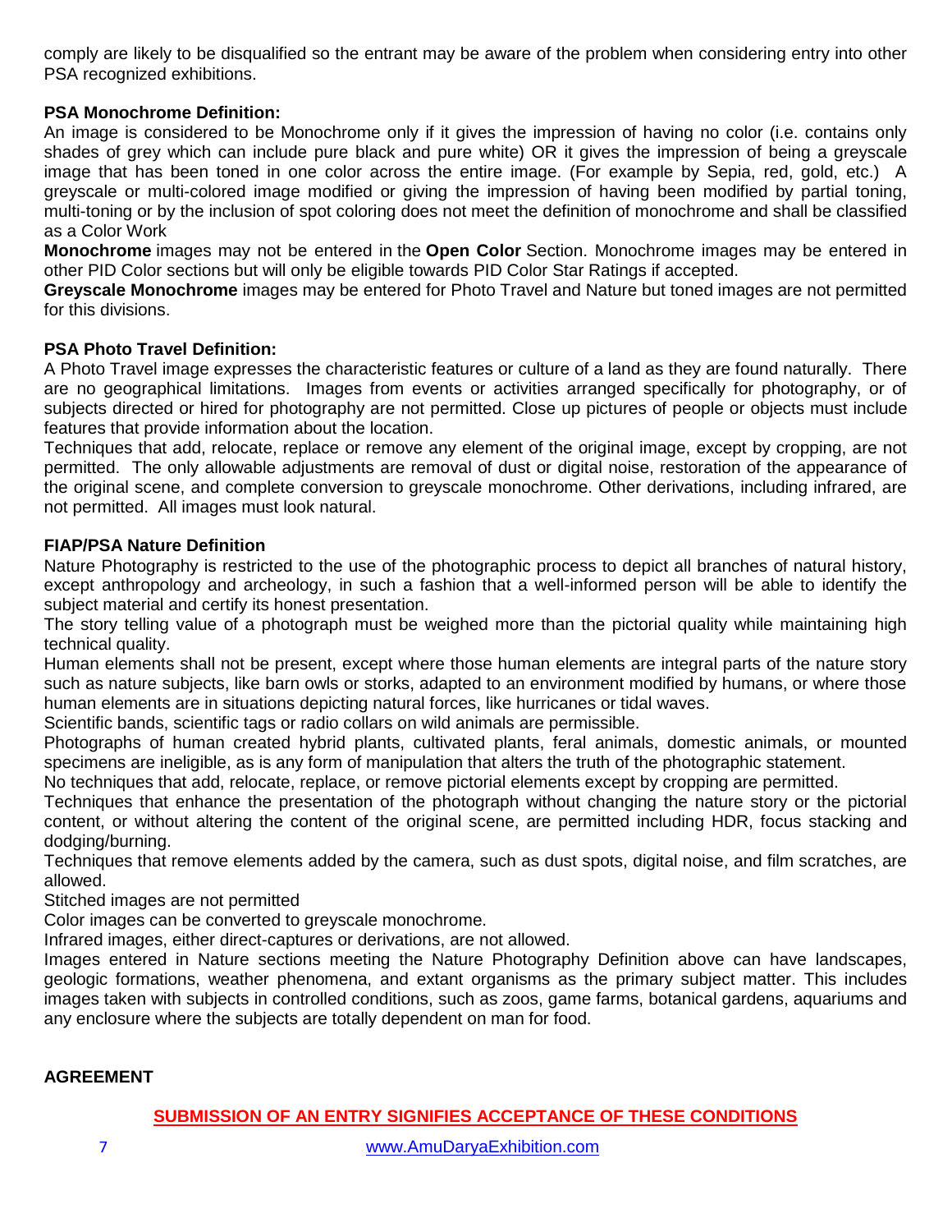comply are likely to be disqualified so the entrant may be aware of the problem when considering entry into other PSA recognized exhibitions.

**PSA Monochrome Definition:**

An image is considered to be Monochrome only if it gives the impression of having no color (i.e. contains only shades of grey which can include pure black and pure white) OR it gives the impression of being a greyscale image that has been toned in one color across the entire image. (For example by Sepia, red, gold, etc.) A greyscale or multi-colored image modified or giving the impression of having been modified by partial toning, multi-toning or by the inclusion of spot coloring does not meet the definition of monochrome and shall be classified as a Color Work

**Monochrome** images may not be entered in the **Open Color** Section. Monochrome images may be entered in other PID Color sections but will only be eligible towards PID Color Star Ratings if accepted.

**Greyscale Monochrome** images may be entered for Photo Travel and Nature but toned images are not permitted for this divisions.

**PSA Photo Travel Definition:**

A Photo Travel image expresses the characteristic features or culture of a land as they are found naturally. There are no geographical limitations. Images from events or activities arranged specifically for photography, or of subjects directed or hired for photography are not permitted. Close up pictures of people or objects must include features that provide information about the location.

Techniques that add, relocate, replace or remove any element of the original image, except by cropping, are not permitted. The only allowable adjustments are removal of dust or digital noise, restoration of the appearance of the original scene, and complete conversion to greyscale monochrome. Other derivations, including infrared, are not permitted. All images must look natural.

**FIAP/PSA Nature Definition**

Nature Photography is restricted to the use of the photographic process to depict all branches of natural history, except anthropology and archeology, in such a fashion that a well-informed person will be able to identify the subject material and certify its honest presentation.

The story telling value of a photograph must be weighed more than the pictorial quality while maintaining high technical quality.

Human elements shall not be present, except where those human elements are integral parts of the nature story such as nature subjects, like barn owls or storks, adapted to an environment modified by humans, or where those human elements are in situations depicting natural forces, like hurricanes or tidal waves.

Scientific bands, scientific tags or radio collars on wild animals are permissible.

Photographs of human created hybrid plants, cultivated plants, feral animals, domestic animals, or mounted specimens are ineligible, as is any form of manipulation that alters the truth of the photographic statement.

No techniques that add, relocate, replace, or remove pictorial elements except by cropping are permitted.

Techniques that enhance the presentation of the photograph without changing the nature story or the pictorial content, or without altering the content of the original scene, are permitted including HDR, focus stacking and dodging/burning.

Techniques that remove elements added by the camera, such as dust spots, digital noise, and film scratches, are allowed.

Stitched images are not permitted

Color images can be converted to greyscale monochrome.

Infrared images, either direct-captures or derivations, are not allowed.

Images entered in Nature sections meeting the Nature Photography Definition above can have landscapes, geologic formations, weather phenomena, and extant organisms as the primary subject matter. This includes images taken with subjects in controlled conditions, such as zoos, game farms, botanical gardens, aquariums and any enclosure where the subjects are totally dependent on man for food.

**AGREEMENT**

**SUBMISSION OF AN ENTRY SIGNIFIES ACCEPTANCE OF THESE CONDITIONS**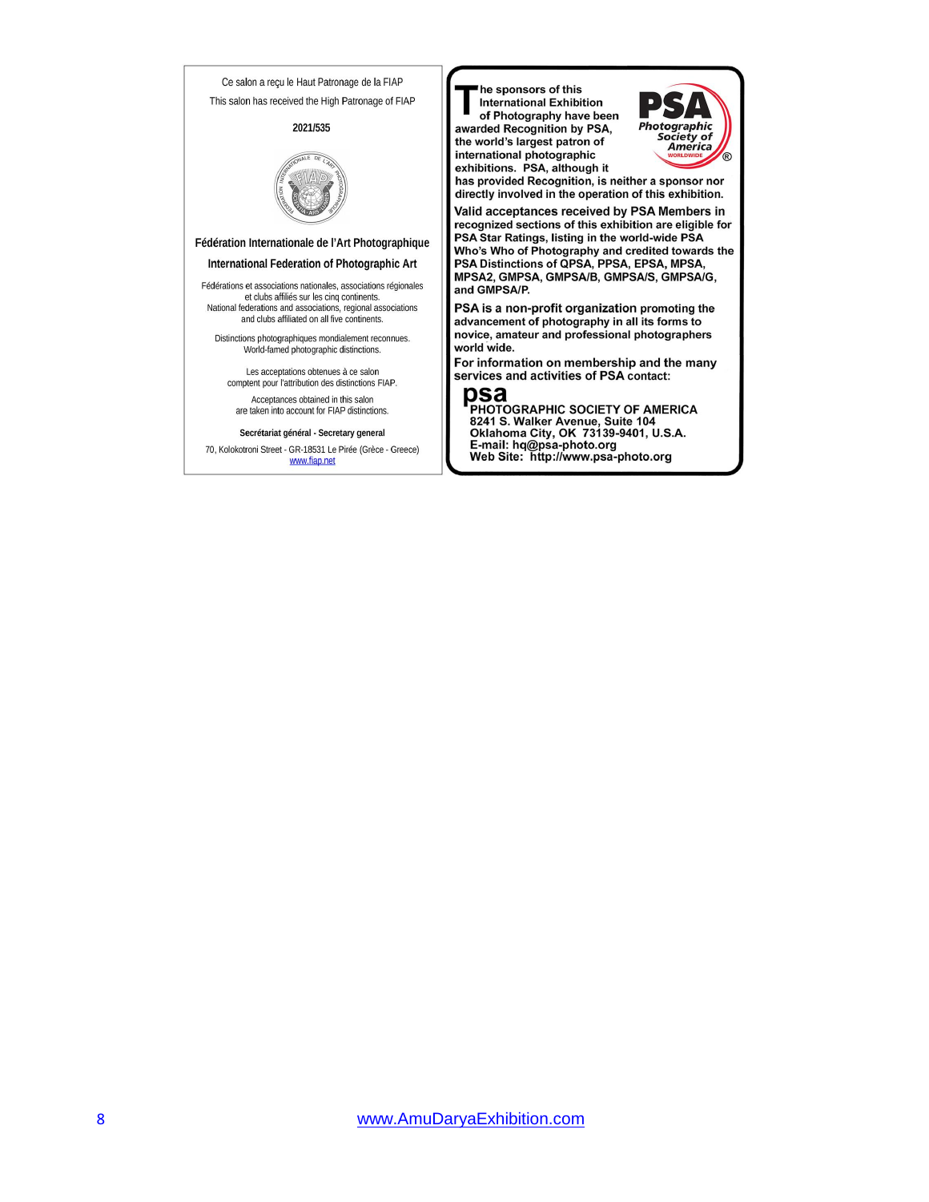Ce salon a reçu le Haut Patronage de la FIAP

This salon has received the High Patronage of FIAP

**2021/535**

**Fédération Internationale de l'Art Photographique**

**International Federation of Photographic Art**

Fédérations et associations nationales, associations régionales et clubs affiliés sur les cinq continents.
National federations and associations, regional associations and clubs affiliated on all five continents.

Distinctions photographiques mondialement reconnues.
World-famed photographic distinctions.

Les acceptations obtenues à ce salon comptent pour l'attribution des distinctions FIAP.

Acceptances obtained in this salon are taken into account for FIAP distinctions.

**Secrétariat général - Secretary general**

70, Kolokotroni Street - GR-18531 Le Pirée (Grèce - Greece)
www.fiap.net

---

**The sponsors of this International Exhibition of Photography have been awarded Recognition by PSA, the world's largest patron of international photographic exhibitions. PSA, although it has provided Recognition, is neither a sponsor nor directly involved in the operation of this exhibition.**

**PSA Photographic Society of America WORLDWIDE ®**

**Valid acceptances received by PSA Members in recognized sections of this exhibition are eligible for PSA Star Ratings, listing in the world-wide PSA Who's Who of Photography and credited towards the PSA Distinctions of QPSA, PPSA, EPSA, MPSA, MPSA2, GMPSA, GMPSA/B, GMPSA/S, GMPSA/G, and GMPSA/P.**

**PSA is a non-profit organization promoting the advancement of photography in all its forms to novice, amateur and professional photographers world wide.**

**For information on membership and the many services and activities of PSA contact:**

**psa**
**PHOTOGRAPHIC SOCIETY OF AMERICA**
**8241 S. Walker Avenue, Suite 104**
**Oklahoma City, OK 73139-9401, U.S.A.**
**E-mail: hq@psa-photo.org**
**Web Site: http://www.psa-photo.org**